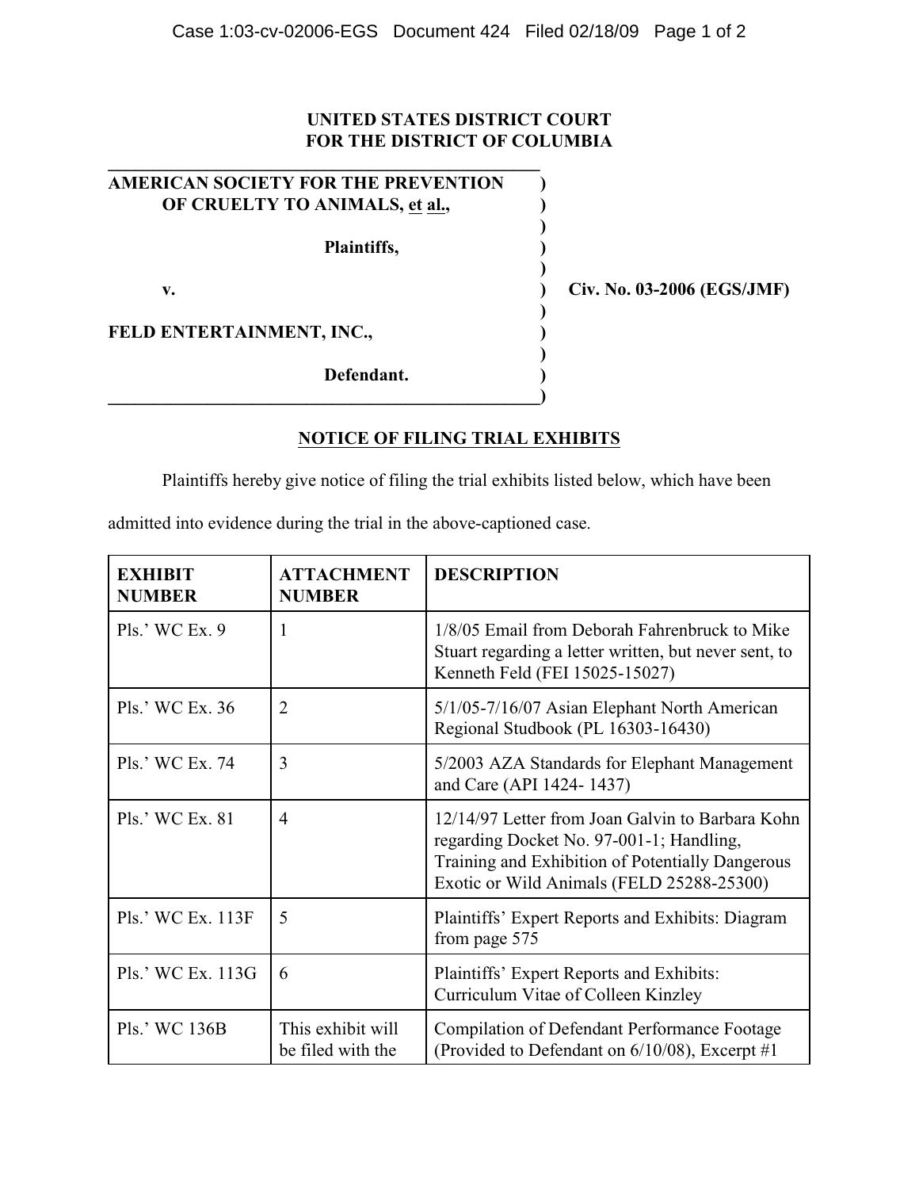UNITED STATES DISTRICT COURT
FOR THE DISTRICT OF COLUMBIA

AMERICAN SOCIETY FOR THE PREVENTION OF CRUELTY TO ANIMALS, et al.,

Plaintiffs,

v.

FELD ENTERTAINMENT, INC.,

Defendant.

Civ. No. 03-2006 (EGS/JMF)

## NOTICE OF FILING TRIAL EXHIBITS

Plaintiffs hereby give notice of filing the trial exhibits listed below, which have been admitted into evidence during the trial in the above-captioned case.

| EXHIBIT NUMBER | ATTACHMENT NUMBER | DESCRIPTION |
|---|---|---|
| Pls.' WC Ex. 9 | 1 | 1/8/05 Email from Deborah Fahrenbruck to Mike Stuart regarding a letter written, but never sent, to Kenneth Feld (FEI 15025-15027) |
| Pls.' WC Ex. 36 | 2 | 5/1/05-7/16/07 Asian Elephant North American Regional Studbook (PL 16303-16430) |
| Pls.' WC Ex. 74 | 3 | 5/2003 AZA Standards for Elephant Management and Care (API 1424- 1437) |
| Pls.' WC Ex. 81 | 4 | 12/14/97 Letter from Joan Galvin to Barbara Kohn regarding Docket No. 97-001-1; Handling, Training and Exhibition of Potentially Dangerous Exotic or Wild Animals (FELD 25288-25300) |
| Pls.' WC Ex. 113F | 5 | Plaintiffs' Expert Reports and Exhibits: Diagram from page 575 |
| Pls.' WC Ex. 113G | 6 | Plaintiffs' Expert Reports and Exhibits: Curriculum Vitae of Colleen Kinzley |
| Pls.' WC 136B | This exhibit will be filed with the | Compilation of Defendant Performance Footage (Provided to Defendant on 6/10/08), Excerpt #1 |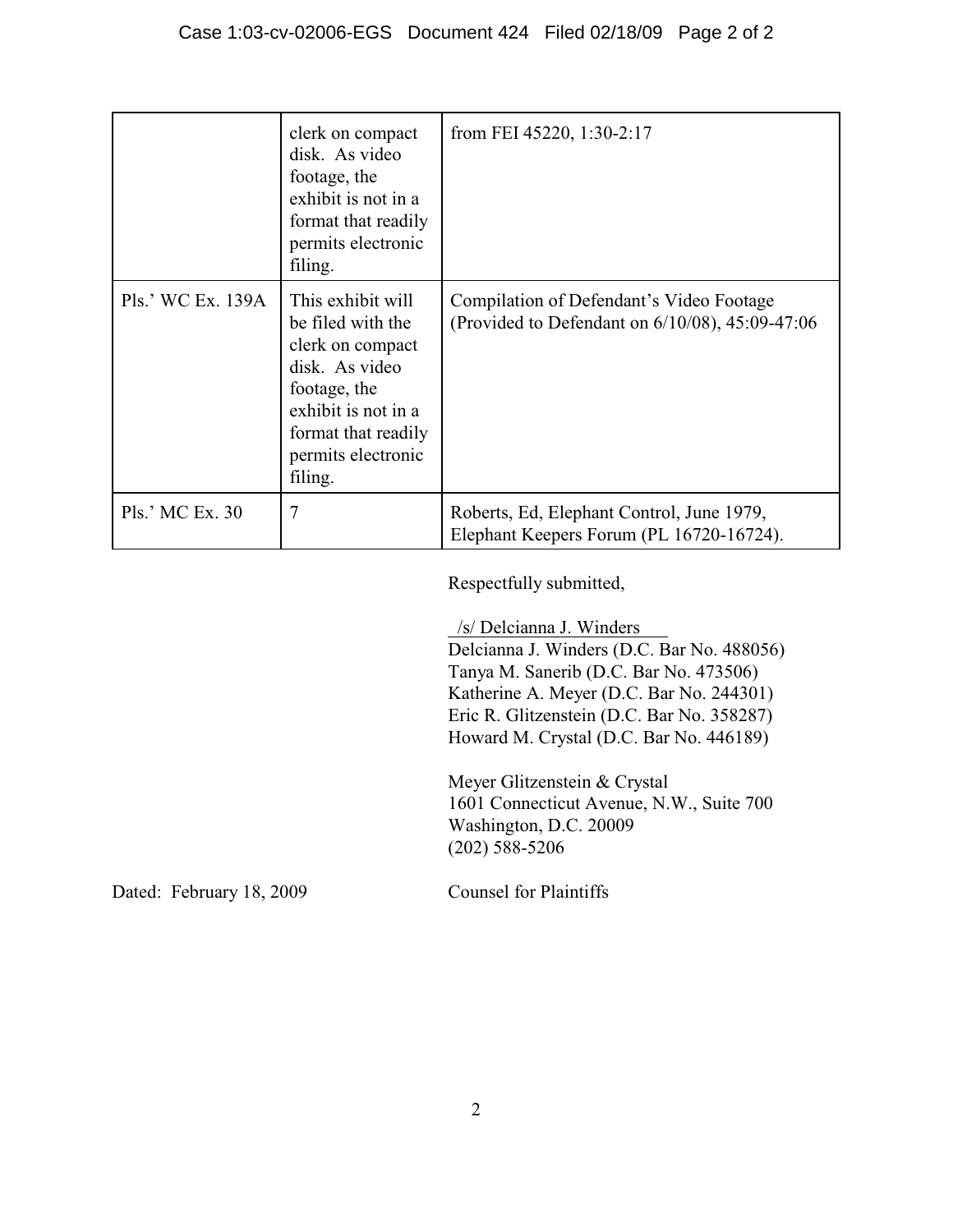| | | |
|---|---|---|
| | clerk on compact disk. As video footage, the exhibit is not in a format that readily permits electronic filing. | from FEI 45220, 1:30-2:17 |
| Pls.' WC Ex. 139A | This exhibit will be filed with the clerk on compact disk. As video footage, the exhibit is not in a format that readily permits electronic filing. | Compilation of Defendant's Video Footage (Provided to Defendant on 6/10/08), 45:09-47:06 |
| Pls.' MC Ex. 30 | 7 | Roberts, Ed, Elephant Control, June 1979, Elephant Keepers Forum (PL 16720-16724). |

Respectfully submitted,

/s/ Delcianna J. Winders
Delcianna J. Winders (D.C. Bar No. 488056)
Tanya M. Sanerib (D.C. Bar No. 473506)
Katherine A. Meyer (D.C. Bar No. 244301)
Eric R. Glitzenstein (D.C. Bar No. 358287)
Howard M. Crystal (D.C. Bar No. 446189)

Meyer Glitzenstein & Crystal
1601 Connecticut Avenue, N.W., Suite 700
Washington, D.C. 20009
(202) 588-5206

Dated: February 18, 2009

Counsel for Plaintiffs